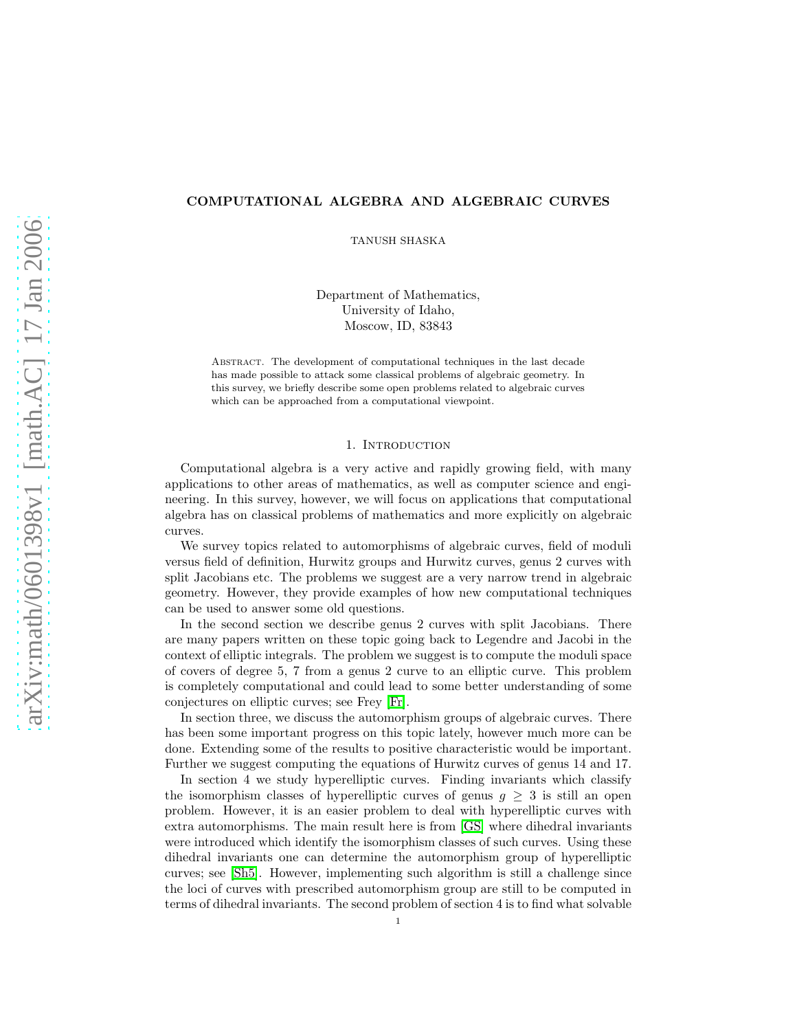# COMPUTATIONAL ALGEBRA AND ALGEBRAIC CURVES

TANUSH SHASKA

Department of Mathematics,
University of Idaho,
Moscow, ID, 83843

**Abstract.** The development of computational techniques in the last decade has made possible to attack some classical problems of algebraic geometry. In this survey, we briefly describe some open problems related to algebraic curves which can be approached from a computational viewpoint.

## 1. Introduction

Computational algebra is a very active and rapidly growing field, with many applications to other areas of mathematics, as well as computer science and engineering. In this survey, however, we will focus on applications that computational algebra has on classical problems of mathematics and more explicitly on algebraic curves.

We survey topics related to automorphisms of algebraic curves, field of moduli versus field of definition, Hurwitz groups and Hurwitz curves, genus 2 curves with split Jacobians etc. The problems we suggest are a very narrow trend in algebraic geometry. However, they provide examples of how new computational techniques can be used to answer some old questions.

In the second section we describe genus 2 curves with split Jacobians. There are many papers written on these topic going back to Legendre and Jacobi in the context of elliptic integrals. The problem we suggest is to compute the moduli space of covers of degree 5, 7 from a genus 2 curve to an elliptic curve. This problem is completely computational and could lead to some better understanding of some conjectures on elliptic curves; see Frey [Fr].

In section three, we discuss the automorphism groups of algebraic curves. There has been some important progress on this topic lately, however much more can be done. Extending some of the results to positive characteristic would be important. Further we suggest computing the equations of Hurwitz curves of genus 14 and 17.

In section 4 we study hyperelliptic curves. Finding invariants which classify the isomorphism classes of hyperelliptic curves of genus $g \geq 3$ is still an open problem. However, it is an easier problem to deal with hyperelliptic curves with extra automorphisms. The main result here is from [GS] where dihedral invariants were introduced which identify the isomorphism classes of such curves. Using these dihedral invariants one can determine the automorphism group of hyperelliptic curves; see [Sh5]. However, implementing such algorithm is still a challenge since the loci of curves with prescribed automorphism group are still to be computed in terms of dihedral invariants. The second problem of section 4 is to find what solvable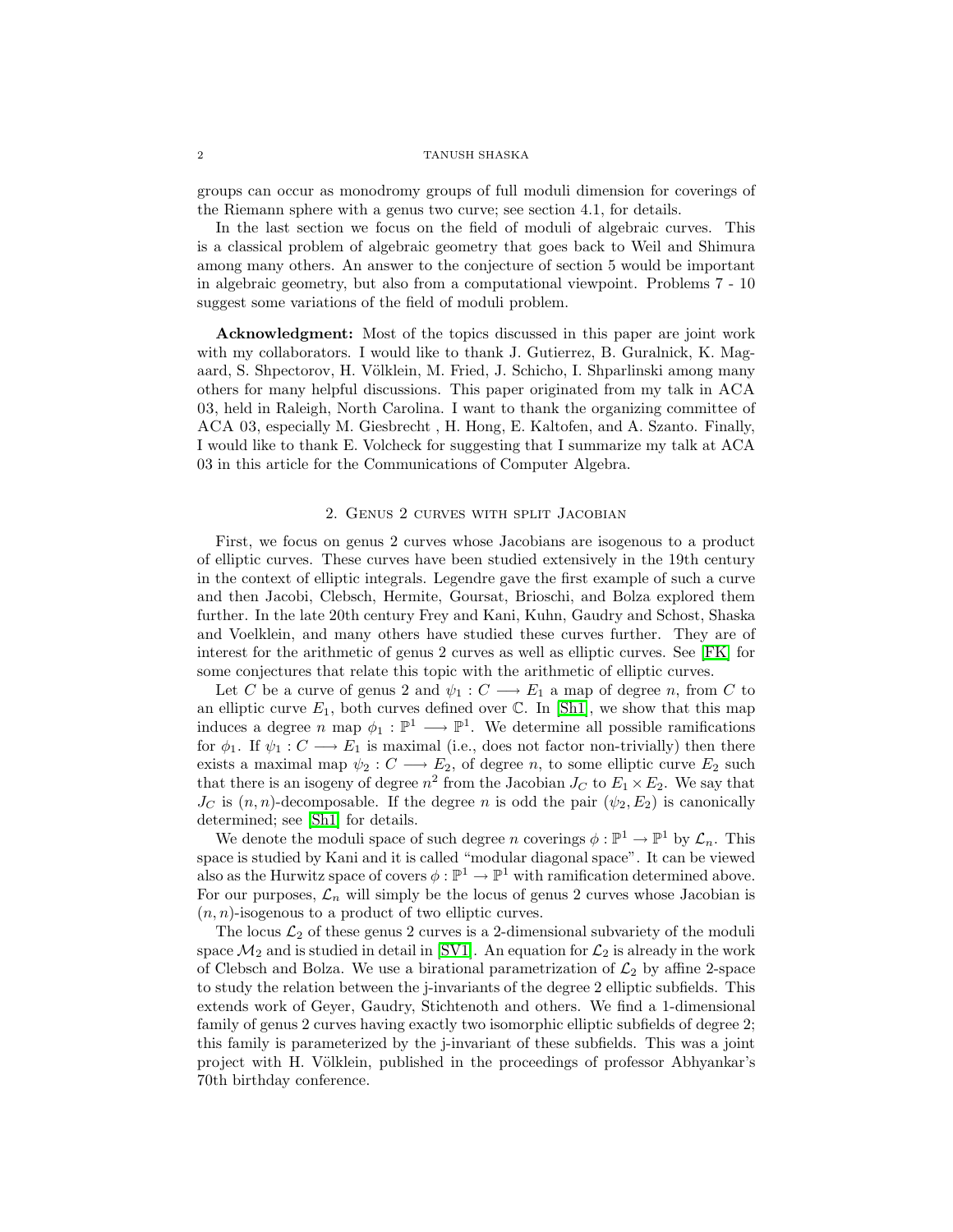groups can occur as monodromy groups of full moduli dimension for coverings of the Riemann sphere with a genus two curve; see section 4.1, for details.

In the last section we focus on the field of moduli of algebraic curves. This is a classical problem of algebraic geometry that goes back to Weil and Shimura among many others. An answer to the conjecture of section 5 would be important in algebraic geometry, but also from a computational viewpoint. Problems 7 - 10 suggest some variations of the field of moduli problem.

**Acknowledgment:** Most of the topics discussed in this paper are joint work with my collaborators. I would like to thank J. Gutierrez, B. Guralnick, K. Magaard, S. Shpectorov, H. Völklein, M. Fried, J. Schicho, I. Shparlinski among many others for many helpful discussions. This paper originated from my talk in ACA 03, held in Raleigh, North Carolina. I want to thank the organizing committee of ACA 03, especially M. Giesbrecht , H. Hong, E. Kaltofen, and A. Szanto. Finally, I would like to thank E. Volcheck for suggesting that I summarize my talk at ACA 03 in this article for the Communications of Computer Algebra.

## 2. Genus 2 curves with split Jacobian

First, we focus on genus 2 curves whose Jacobians are isogenous to a product of elliptic curves. These curves have been studied extensively in the 19th century in the context of elliptic integrals. Legendre gave the first example of such a curve and then Jacobi, Clebsch, Hermite, Goursat, Brioschi, and Bolza explored them further. In the late 20th century Frey and Kani, Kuhn, Gaudry and Schost, Shaska and Voelklein, and many others have studied these curves further. They are of interest for the arithmetic of genus 2 curves as well as elliptic curves. See [FK] for some conjectures that relate this topic with the arithmetic of elliptic curves.

Let $C$ be a curve of genus 2 and $\psi_1 : C \longrightarrow E_1$ a map of degree $n$, from $C$ to an elliptic curve $E_1$, both curves defined over $\mathbb{C}$. In [Sh1], we show that this map induces a degree $n$ map $\phi_1 : \mathbb{P}^1 \longrightarrow \mathbb{P}^1$. We determine all possible ramifications for $\phi_1$. If $\psi_1 : C \longrightarrow E_1$ is maximal (i.e., does not factor non-trivially) then there exists a maximal map $\psi_2 : C \longrightarrow E_2$, of degree $n$, to some elliptic curve $E_2$ such that there is an isogeny of degree $n^2$ from the Jacobian $J_C$ to $E_1 \times E_2$. We say that $J_C$ is $(n, n)$-decomposable. If the degree $n$ is odd the pair $(\psi_2, E_2)$ is canonically determined; see [Sh1] for details.

We denote the moduli space of such degree $n$ coverings $\phi : \mathbb{P}^1 \to \mathbb{P}^1$ by $\mathcal{L}_n$. This space is studied by Kani and it is called "modular diagonal space". It can be viewed also as the Hurwitz space of covers $\phi : \mathbb{P}^1 \to \mathbb{P}^1$ with ramification determined above. For our purposes, $\mathcal{L}_n$ will simply be the locus of genus 2 curves whose Jacobian is $(n, n)$-isogenous to a product of two elliptic curves.

The locus $\mathcal{L}_2$ of these genus 2 curves is a 2-dimensional subvariety of the moduli space $\mathcal{M}_2$ and is studied in detail in [SV1]. An equation for $\mathcal{L}_2$ is already in the work of Clebsch and Bolza. We use a birational parametrization of $\mathcal{L}_2$ by affine 2-space to study the relation between the j-invariants of the degree 2 elliptic subfields. This extends work of Geyer, Gaudry, Stichtenoth and others. We find a 1-dimensional family of genus 2 curves having exactly two isomorphic elliptic subfields of degree 2; this family is parameterized by the j-invariant of these subfields. This was a joint project with H. Völklein, published in the proceedings of professor Abhyankar's 70th birthday conference.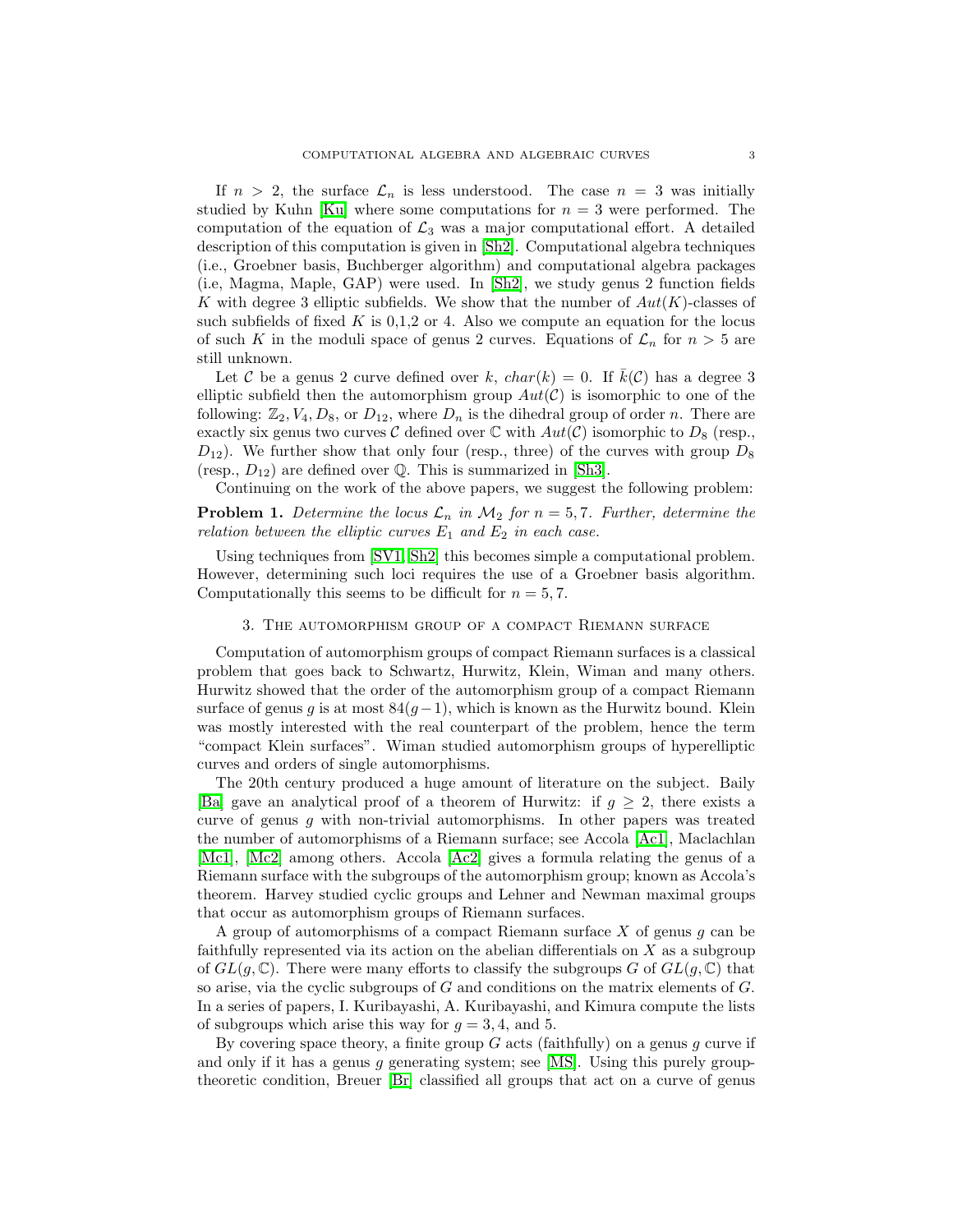If $n > 2$, the surface $\mathcal{L}_n$ is less understood. The case $n = 3$ was initially studied by Kuhn [Ku] where some computations for $n = 3$ were performed. The computation of the equation of $\mathcal{L}_3$ was a major computational effort. A detailed description of this computation is given in [Sh2]. Computational algebra techniques (i.e., Groebner basis, Buchberger algorithm) and computational algebra packages (i.e, Magma, Maple, GAP) were used. In [Sh2], we study genus 2 function fields $K$ with degree 3 elliptic subfields. We show that the number of $Aut(K)$-classes of such subfields of fixed $K$ is 0,1,2 or 4. Also we compute an equation for the locus of such $K$ in the moduli space of genus 2 curves. Equations of $\mathcal{L}_n$ for $n > 5$ are still unknown.

Let $\mathcal{C}$ be a genus 2 curve defined over $k$, $char(k) = 0$. If $\bar{k}(\mathcal{C})$ has a degree 3 elliptic subfield then the automorphism group $Aut(\mathcal{C})$ is isomorphic to one of the following: $\mathbb{Z}_2, V_4, D_8$, or $D_{12}$, where $D_n$ is the dihedral group of order $n$. There are exactly six genus two curves $\mathcal{C}$ defined over $\mathbb{C}$ with $Aut(\mathcal{C})$ isomorphic to $D_8$ (resp., $D_{12}$). We further show that only four (resp., three) of the curves with group $D_8$ (resp., $D_{12}$) are defined over $\mathbb{Q}$. This is summarized in [Sh3].

Continuing on the work of the above papers, we suggest the following problem:

**Problem 1.** *Determine the locus $\mathcal{L}_n$ in $\mathcal{M}_2$ for $n = 5, 7$. Further, determine the relation between the elliptic curves $E_1$ and $E_2$ in each case.*

Using techniques from [SV1, Sh2] this becomes simple a computational problem. However, determining such loci requires the use of a Groebner basis algorithm. Computationally this seems to be difficult for $n = 5, 7$.

## 3. The automorphism group of a compact Riemann surface

Computation of automorphism groups of compact Riemann surfaces is a classical problem that goes back to Schwartz, Hurwitz, Klein, Wiman and many others. Hurwitz showed that the order of the automorphism group of a compact Riemann surface of genus $g$ is at most $84(g-1)$, which is known as the Hurwitz bound. Klein was mostly interested with the real counterpart of the problem, hence the term "compact Klein surfaces". Wiman studied automorphism groups of hyperelliptic curves and orders of single automorphisms.

The 20th century produced a huge amount of literature on the subject. Baily [Ba] gave an analytical proof of a theorem of Hurwitz: if $g \geq 2$, there exists a curve of genus $g$ with non-trivial automorphisms. In other papers was treated the number of automorphisms of a Riemann surface; see Accola [Ac1], Maclachlan [Mc1], [Mc2] among others. Accola [Ac2] gives a formula relating the genus of a Riemann surface with the subgroups of the automorphism group; known as Accola's theorem. Harvey studied cyclic groups and Lehner and Newman maximal groups that occur as automorphism groups of Riemann surfaces.

A group of automorphisms of a compact Riemann surface $X$ of genus $g$ can be faithfully represented via its action on the abelian differentials on $X$ as a subgroup of $GL(g, \mathbb{C})$. There were many efforts to classify the subgroups $G$ of $GL(g, \mathbb{C})$ that so arise, via the cyclic subgroups of $G$ and conditions on the matrix elements of $G$. In a series of papers, I. Kuribayashi, A. Kuribayashi, and Kimura compute the lists of subgroups which arise this way for $g = 3, 4$, and 5.

By covering space theory, a finite group $G$ acts (faithfully) on a genus $g$ curve if and only if it has a genus $g$ generating system; see [MS]. Using this purely group-theoretic condition, Breuer [Br] classified all groups that act on a curve of genus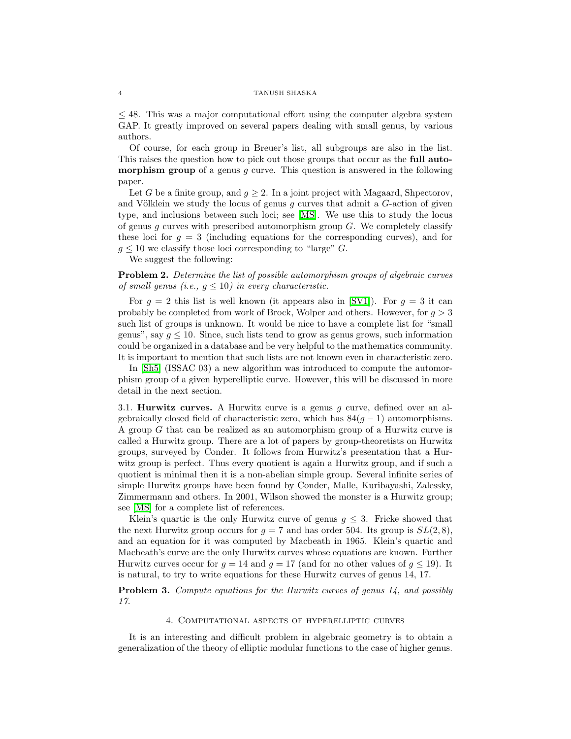$\leq 48$. This was a major computational effort using the computer algebra system GAP. It greatly improved on several papers dealing with small genus, by various authors.

Of course, for each group in Breuer's list, all subgroups are also in the list. This raises the question how to pick out those groups that occur as the **full automorphism group** of a genus $g$ curve. This question is answered in the following paper.

Let $G$ be a finite group, and $g \geq 2$. In a joint project with Magaard, Shpectorov, and Völklein we study the locus of genus $g$ curves that admit a $G$-action of given type, and inclusions between such loci; see [MS]. We use this to study the locus of genus $g$ curves with prescribed automorphism group $G$. We completely classify these loci for $g = 3$ (including equations for the corresponding curves), and for $g \leq 10$ we classify those loci corresponding to "large" $G$.

We suggest the following:

**Problem 2.** *Determine the list of possible automorphism groups of algebraic curves of small genus (i.e., $g \leq 10$) in every characteristic.*

For $g = 2$ this list is well known (it appears also in [SV1]). For $g = 3$ it can probably be completed from work of Brock, Wolper and others. However, for $g > 3$ such list of groups is unknown. It would be nice to have a complete list for "small genus", say $g \leq 10$. Since, such lists tend to grow as genus grows, such information could be organized in a database and be very helpful to the mathematics community. It is important to mention that such lists are not known even in characteristic zero.

In [Sh5] (ISSAC 03) a new algorithm was introduced to compute the automorphism group of a given hyperelliptic curve. However, this will be discussed in more detail in the next section.

### 3.1. Hurwitz curves.

A Hurwitz curve is a genus $g$ curve, defined over an algebraically closed field of characteristic zero, which has $84(g-1)$ automorphisms. A group $G$ that can be realized as an automorphism group of a Hurwitz curve is called a Hurwitz group. There are a lot of papers by group-theoretists on Hurwitz groups, surveyed by Conder. It follows from Hurwitz's presentation that a Hurwitz group is perfect. Thus every quotient is again a Hurwitz group, and if such a quotient is minimal then it is a non-abelian simple group. Several infinite series of simple Hurwitz groups have been found by Conder, Malle, Kuribayashi, Zalessky, Zimmermann and others. In 2001, Wilson showed the monster is a Hurwitz group; see [MS] for a complete list of references.

Klein's quartic is the only Hurwitz curve of genus $g \leq 3$. Fricke showed that the next Hurwitz group occurs for $g = 7$ and has order 504. Its group is $SL(2, 8)$, and an equation for it was computed by Macbeath in 1965. Klein's quartic and Macbeath's curve are the only Hurwitz curves whose equations are known. Further Hurwitz curves occur for $g = 14$ and $g = 17$ (and for no other values of $g \leq 19$). It is natural, to try to write equations for these Hurwitz curves of genus 14, 17.

**Problem 3.** *Compute equations for the Hurwitz curves of genus 14, and possibly 17.*

## 4. Computational aspects of hyperelliptic curves

It is an interesting and difficult problem in algebraic geometry is to obtain a generalization of the theory of elliptic modular functions to the case of higher genus.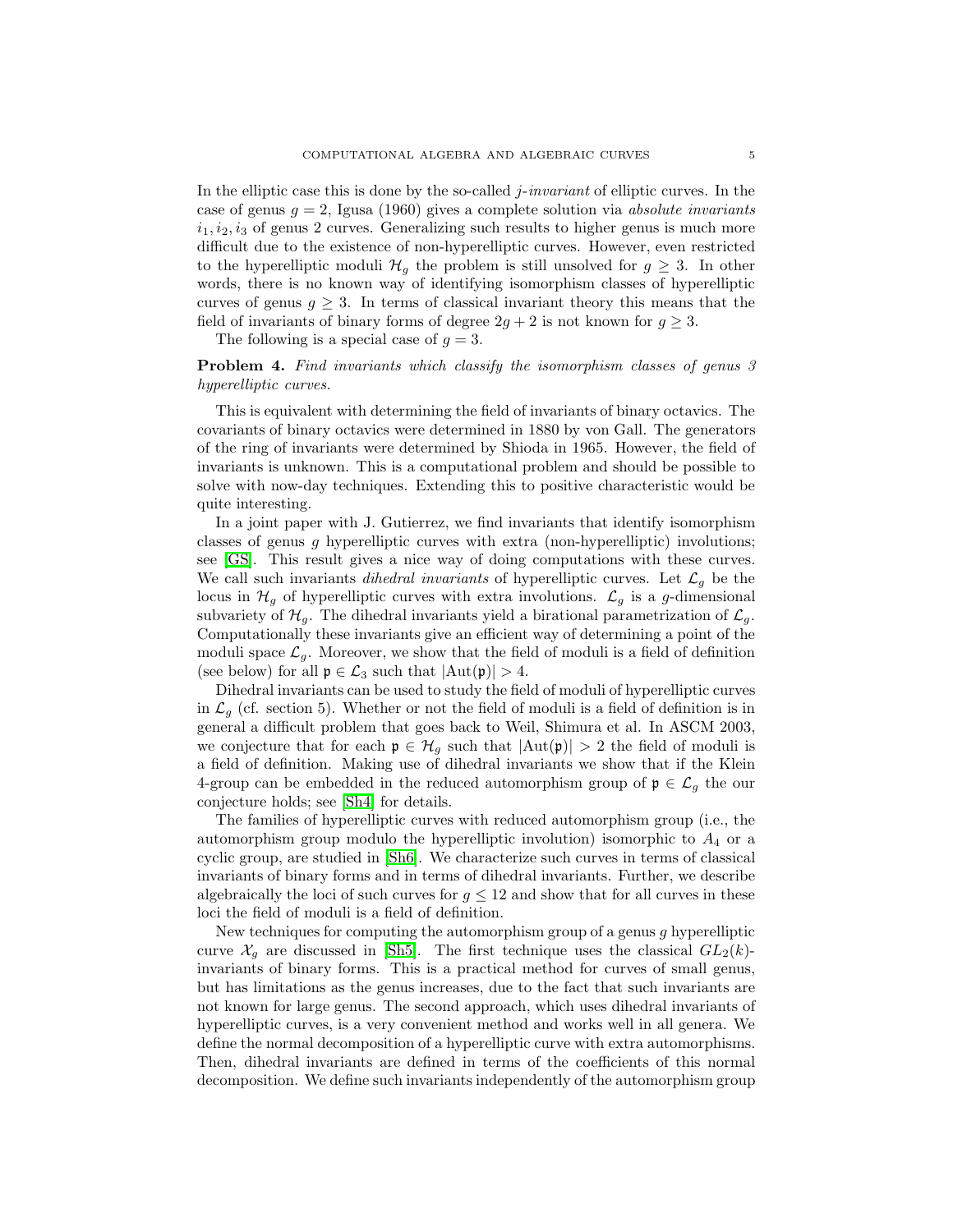In the elliptic case this is done by the so-called *j-invariant* of elliptic curves. In the case of genus $g = 2$, Igusa (1960) gives a complete solution via *absolute invariants* $i_1, i_2, i_3$ of genus 2 curves. Generalizing such results to higher genus is much more difficult due to the existence of non-hyperelliptic curves. However, even restricted to the hyperelliptic moduli $\mathcal{H}_g$ the problem is still unsolved for $g \geq 3$. In other words, there is no known way of identifying isomorphism classes of hyperelliptic curves of genus $g \geq 3$. In terms of classical invariant theory this means that the field of invariants of binary forms of degree $2g + 2$ is not known for $g \geq 3$.

The following is a special case of $g = 3$.

**Problem 4.** *Find invariants which classify the isomorphism classes of genus 3 hyperelliptic curves.*

This is equivalent with determining the field of invariants of binary octavics. The covariants of binary octavics were determined in 1880 by von Gall. The generators of the ring of invariants were determined by Shioda in 1965. However, the field of invariants is unknown. This is a computational problem and should be possible to solve with now-day techniques. Extending this to positive characteristic would be quite interesting.

In a joint paper with J. Gutierrez, we find invariants that identify isomorphism classes of genus $g$ hyperelliptic curves with extra (non-hyperelliptic) involutions; see [GS]. This result gives a nice way of doing computations with these curves. We call such invariants *dihedral invariants* of hyperelliptic curves. Let $\mathcal{L}_g$ be the locus in $\mathcal{H}_g$ of hyperelliptic curves with extra involutions. $\mathcal{L}_g$ is a $g$-dimensional subvariety of $\mathcal{H}_g$. The dihedral invariants yield a birational parametrization of $\mathcal{L}_g$. Computationally these invariants give an efficient way of determining a point of the moduli space $\mathcal{L}_g$. Moreover, we show that the field of moduli is a field of definition (see below) for all $\mathfrak{p} \in \mathcal{L}_3$ such that $|\text{Aut}(\mathfrak{p})| > 4$.

Dihedral invariants can be used to study the field of moduli of hyperelliptic curves in $\mathcal{L}_g$ (cf. section 5). Whether or not the field of moduli is a field of definition is in general a difficult problem that goes back to Weil, Shimura et al. In ASCM 2003, we conjecture that for each $\mathfrak{p} \in \mathcal{H}_g$ such that $|\text{Aut}(\mathfrak{p})| > 2$ the field of moduli is a field of definition. Making use of dihedral invariants we show that if the Klein 4-group can be embedded in the reduced automorphism group of $\mathfrak{p} \in \mathcal{L}_g$ the our conjecture holds; see [Sh4] for details.

The families of hyperelliptic curves with reduced automorphism group (i.e., the automorphism group modulo the hyperelliptic involution) isomorphic to $A_4$ or a cyclic group, are studied in [Sh6]. We characterize such curves in terms of classical invariants of binary forms and in terms of dihedral invariants. Further, we describe algebraically the loci of such curves for $g \leq 12$ and show that for all curves in these loci the field of moduli is a field of definition.

New techniques for computing the automorphism group of a genus $g$ hyperelliptic curve $\mathcal{X}_g$ are discussed in [Sh5]. The first technique uses the classical $GL_2(k)$-invariants of binary forms. This is a practical method for curves of small genus, but has limitations as the genus increases, due to the fact that such invariants are not known for large genus. The second approach, which uses dihedral invariants of hyperelliptic curves, is a very convenient method and works well in all genera. We define the normal decomposition of a hyperelliptic curve with extra automorphisms. Then, dihedral invariants are defined in terms of the coefficients of this normal decomposition. We define such invariants independently of the automorphism group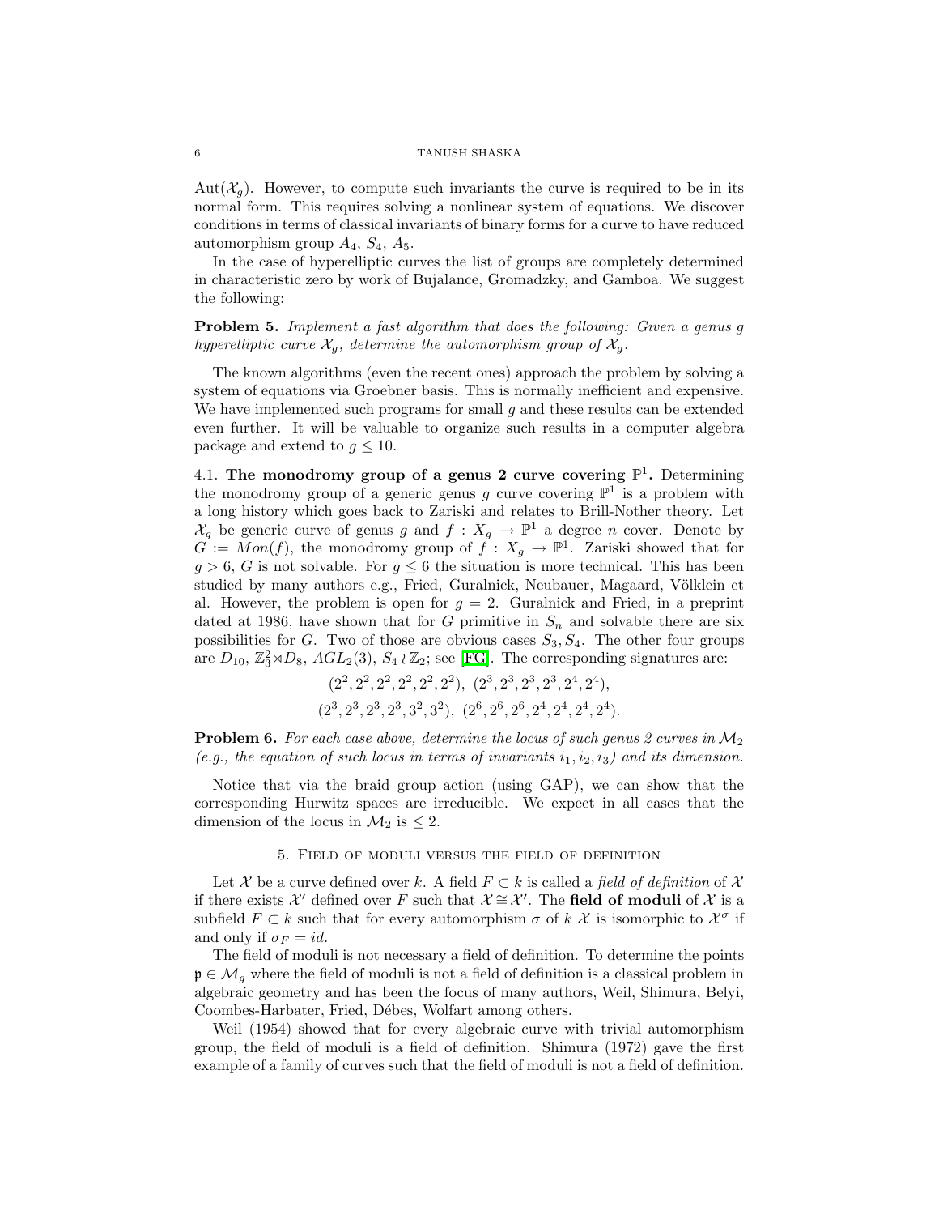$\mathrm{Aut}(\mathcal{X}_g)$. However, to compute such invariants the curve is required to be in its normal form. This requires solving a nonlinear system of equations. We discover conditions in terms of classical invariants of binary forms for a curve to have reduced automorphism group $A_4$, $S_4$, $A_5$.

In the case of hyperelliptic curves the list of groups are completely determined in characteristic zero by work of Bujalance, Gromadzky, and Gamboa. We suggest the following:

**Problem 5.** *Implement a fast algorithm that does the following: Given a genus $g$ hyperelliptic curve $\mathcal{X}_g$, determine the automorphism group of $\mathcal{X}_g$.*

The known algorithms (even the recent ones) approach the problem by solving a system of equations via Groebner basis. This is normally inefficient and expensive. We have implemented such programs for small $g$ and these results can be extended even further. It will be valuable to organize such results in a computer algebra package and extend to $g \leq 10$.

### 4.1. The monodromy group of a genus 2 curve covering $\mathbb{P}^1$.

Determining the monodromy group of a generic genus $g$ curve covering $\mathbb{P}^1$ is a problem with a long history which goes back to Zariski and relates to Brill-Nother theory. Let $\mathcal{X}_g$ be generic curve of genus $g$ and $f : X_g \to \mathbb{P}^1$ a degree $n$ cover. Denote by $G := Mon(f)$, the monodromy group of $f : X_g \to \mathbb{P}^1$. Zariski showed that for $g > 6$, $G$ is not solvable. For $g \leq 6$ the situation is more technical. This has been studied by many authors e.g., Fried, Guralnick, Neubauer, Magaard, Völklein et al. However, the problem is open for $g = 2$. Guralnick and Fried, in a preprint dated at 1986, have shown that for $G$ primitive in $S_n$ and solvable there are six possibilities for $G$. Two of those are obvious cases $S_3, S_4$. The other four groups are $D_{10}$, $\mathbb{Z}_3^2 \rtimes D_8$, $AGL_2(3)$, $S_4 \wr \mathbb{Z}_2$; see [FG]. The corresponding signatures are:

$$(2^2, 2^2, 2^2, 2^2, 2^2, 2^2),\ (2^3, 2^3, 2^3, 2^3, 2^4, 2^4),$$
$$(2^3, 2^3, 2^3, 2^3, 3^2, 3^2),\ (2^6, 2^6, 2^6, 2^4, 2^4, 2^4, 2^4).$$

**Problem 6.** *For each case above, determine the locus of such genus 2 curves in $\mathcal{M}_2$ (e.g., the equation of such locus in terms of invariants $i_1, i_2, i_3$) and its dimension.*

Notice that via the braid group action (using GAP), we can show that the corresponding Hurwitz spaces are irreducible. We expect in all cases that the dimension of the locus in $\mathcal{M}_2$ is $\leq 2$.

## 5. Field of moduli versus the field of definition

Let $\mathcal{X}$ be a curve defined over $k$. A field $F \subset k$ is called a *field of definition* of $\mathcal{X}$ if there exists $\mathcal{X}'$ defined over $F$ such that $\mathcal{X} \cong \mathcal{X}'$. The **field of moduli** of $\mathcal{X}$ is a subfield $F \subset k$ such that for every automorphism $\sigma$ of $k$ $\mathcal{X}$ is isomorphic to $\mathcal{X}^\sigma$ if and only if $\sigma_F = id$.

The field of moduli is not necessary a field of definition. To determine the points $\mathfrak{p} \in \mathcal{M}_g$ where the field of moduli is not a field of definition is a classical problem in algebraic geometry and has been the focus of many authors, Weil, Shimura, Belyi, Coombes-Harbater, Fried, Débes, Wolfart among others.

Weil (1954) showed that for every algebraic curve with trivial automorphism group, the field of moduli is a field of definition. Shimura (1972) gave the first example of a family of curves such that the field of moduli is not a field of definition.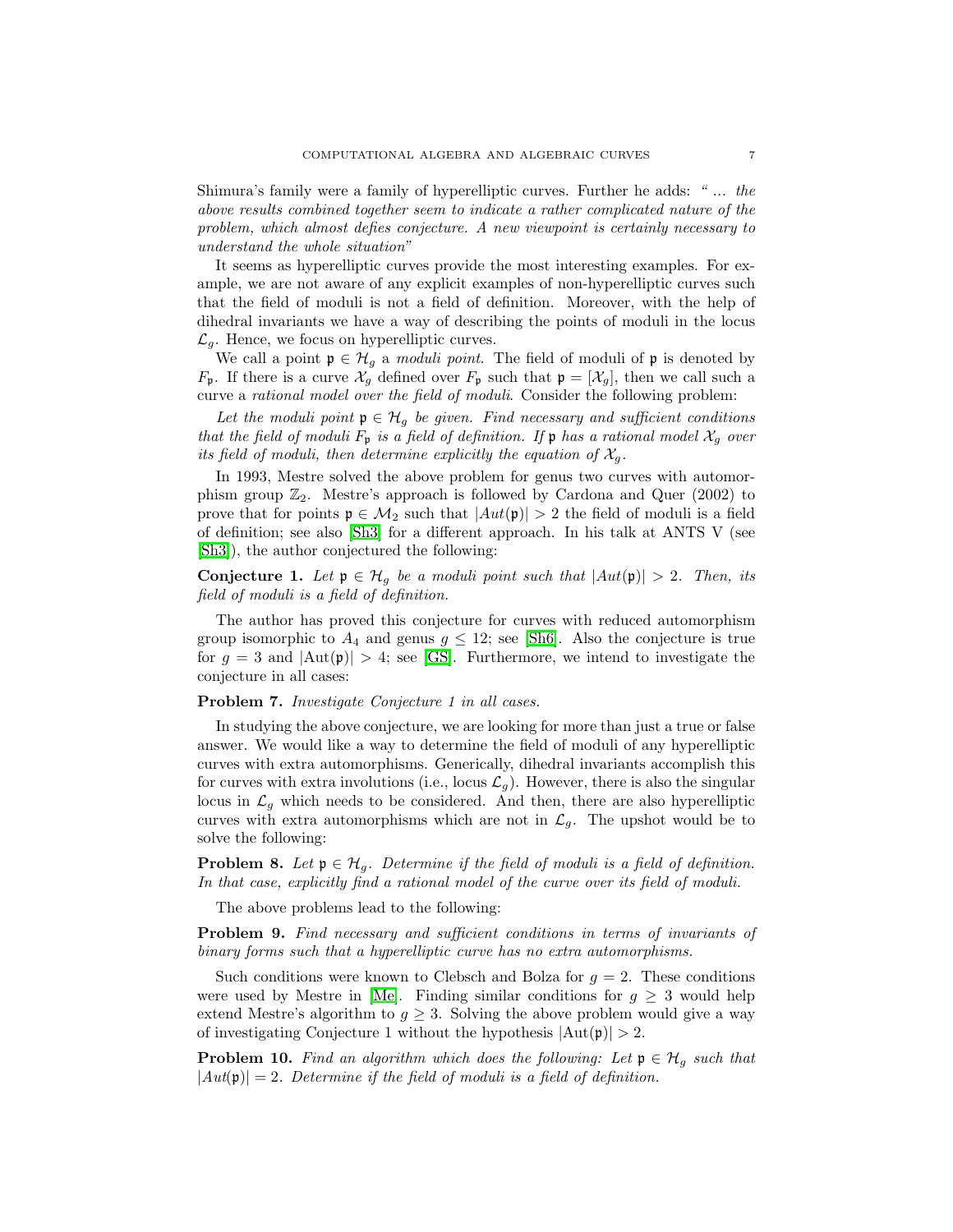Shimura's family were a family of hyperelliptic curves. Further he adds: *" ... the above results combined together seem to indicate a rather complicated nature of the problem, which almost defies conjecture. A new viewpoint is certainly necessary to understand the whole situation"*

It seems as hyperelliptic curves provide the most interesting examples. For example, we are not aware of any explicit examples of non-hyperelliptic curves such that the field of moduli is not a field of definition. Moreover, with the help of dihedral invariants we have a way of describing the points of moduli in the locus $\mathcal{L}_g$. Hence, we focus on hyperelliptic curves.

We call a point $\mathfrak{p} \in \mathcal{H}_g$ a *moduli point*. The field of moduli of $\mathfrak{p}$ is denoted by $F_\mathfrak{p}$. If there is a curve $\mathcal{X}_g$ defined over $F_\mathfrak{p}$ such that $\mathfrak{p} = [\mathcal{X}_g]$, then we call such a curve a *rational model over the field of moduli*. Consider the following problem:

*Let the moduli point $\mathfrak{p} \in \mathcal{H}_g$ be given. Find necessary and sufficient conditions that the field of moduli $F_\mathfrak{p}$ is a field of definition. If $\mathfrak{p}$ has a rational model $\mathcal{X}_g$ over its field of moduli, then determine explicitly the equation of $\mathcal{X}_g$.*

In 1993, Mestre solved the above problem for genus two curves with automorphism group $\mathbb{Z}_2$. Mestre's approach is followed by Cardona and Quer (2002) to prove that for points $\mathfrak{p} \in \mathcal{M}_2$ such that $|Aut(\mathfrak{p})| > 2$ the field of moduli is a field of definition; see also [Sh3] for a different approach. In his talk at ANTS V (see [Sh3]), the author conjectured the following:

**Conjecture 1.** *Let $\mathfrak{p} \in \mathcal{H}_g$ be a moduli point such that $|Aut(\mathfrak{p})| > 2$. Then, its field of moduli is a field of definition.*

The author has proved this conjecture for curves with reduced automorphism group isomorphic to $A_4$ and genus $g \leq 12$; see [Sh6]. Also the conjecture is true for $g = 3$ and $|\mathrm{Aut}(\mathfrak{p})| > 4$; see [GS]. Furthermore, we intend to investigate the conjecture in all cases:

**Problem 7.** *Investigate Conjecture 1 in all cases.*

In studying the above conjecture, we are looking for more than just a true or false answer. We would like a way to determine the field of moduli of any hyperelliptic curves with extra automorphisms. Generically, dihedral invariants accomplish this for curves with extra involutions (i.e., locus $\mathcal{L}_g$). However, there is also the singular locus in $\mathcal{L}_g$ which needs to be considered. And then, there are also hyperelliptic curves with extra automorphisms which are not in $\mathcal{L}_g$. The upshot would be to solve the following:

**Problem 8.** *Let $\mathfrak{p} \in \mathcal{H}_g$. Determine if the field of moduli is a field of definition. In that case, explicitly find a rational model of the curve over its field of moduli.*

The above problems lead to the following:

**Problem 9.** *Find necessary and sufficient conditions in terms of invariants of binary forms such that a hyperelliptic curve has no extra automorphisms.*

Such conditions were known to Clebsch and Bolza for $g = 2$. These conditions were used by Mestre in [Me]. Finding similar conditions for $g \geq 3$ would help extend Mestre's algorithm to $g \geq 3$. Solving the above problem would give a way of investigating Conjecture 1 without the hypothesis $|\mathrm{Aut}(\mathfrak{p})| > 2$.

**Problem 10.** *Find an algorithm which does the following: Let $\mathfrak{p} \in \mathcal{H}_g$ such that $|Aut(\mathfrak{p})| = 2$. Determine if the field of moduli is a field of definition.*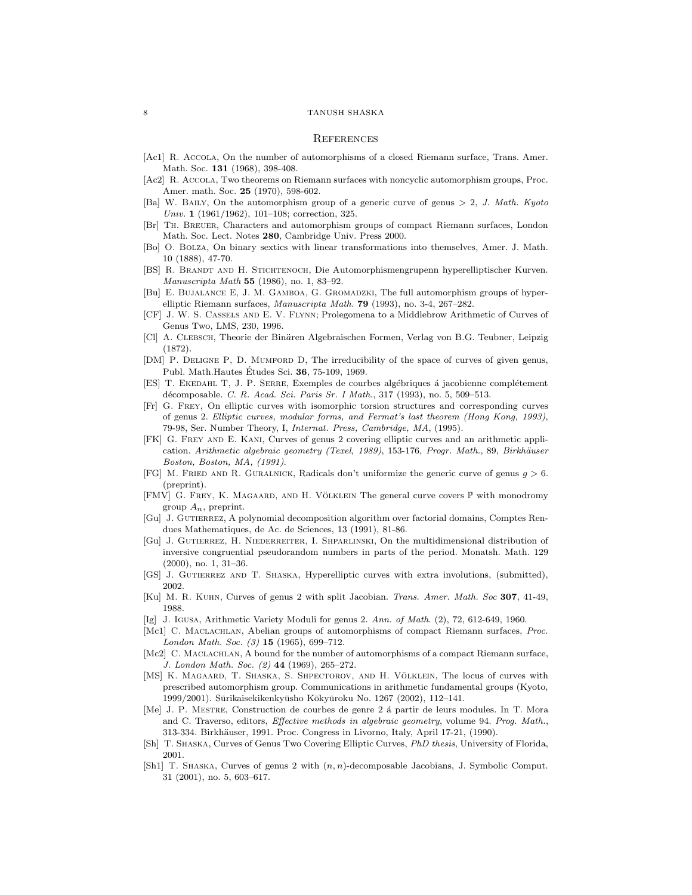## References

[Ac1] R. Accola, On the number of automorphisms of a closed Riemann surface, Trans. Amer. Math. Soc. **131** (1968), 398-408.

[Ac2] R. Accola, Two theorems on Riemann surfaces with noncyclic automorphism groups, Proc. Amer. math. Soc. **25** (1970), 598-602.

[Ba] W. Baily, On the automorphism group of a generic curve of genus $> 2$, *J. Math. Kyoto Univ.* **1** (1961/1962), 101–108; correction, 325.

[Br] Th. Breuer, Characters and automorphism groups of compact Riemann surfaces, London Math. Soc. Lect. Notes **280**, Cambridge Univ. Press 2000.

[Bo] O. Bolza, On binary sextics with linear transformations into themselves, Amer. J. Math. 10 (1888), 47-70.

[BS] R. Brandt and H. Stichtenoch, Die Automorphismengrupenn hyperelliptischer Kurven. *Manuscripta Math* **55** (1986), no. 1, 83–92.

[Bu] E. Bujalance E, J. M. Gamboa, G. Gromadzki, The full automorphism groups of hyperelliptic Riemann surfaces, *Manuscripta Math.* **79** (1993), no. 3-4, 267–282.

[CF] J. W. S. Cassels and E. V. Flynn; Prolegomena to a Middlebrow Arithmetic of Curves of Genus Two, LMS, 230, 1996.

[Cl] A. Clebsch, Theorie der Binären Algebraischen Formen, Verlag von B.G. Teubner, Leipzig (1872).

[DM] P. Deligne P, D. Mumford D, The irreducibility of the space of curves of given genus, Publ. Math.Hautes Études Sci. **36**, 75-109, 1969.

[ES] T. Ekedahl T, J. P. Serre, Exemples de courbes algébriques á jacobienne complétement décomposable. *C. R. Acad. Sci. Paris Sr. I Math.*, 317 (1993), no. 5, 509–513.

[Fr] G. Frey, On elliptic curves with isomorphic torsion structures and corresponding curves of genus 2. *Elliptic curves, modular forms, and Fermat's last theorem (Hong Kong, 1993)*, 79-98, Ser. Number Theory, I, *Internat. Press, Cambridge, MA*, (1995).

[FK] G. Frey and E. Kani, Curves of genus 2 covering elliptic curves and an arithmetic application. *Arithmetic algebraic geometry (Texel, 1989)*, 153-176, *Progr. Math.*, 89, *Birkhäuser Boston, Boston, MA, (1991)*.

[FG] M. Fried and R. Guralnick, Radicals don't uniformize the generic curve of genus $g > 6$. (preprint).

[FMV] G. Frey, K. Magaard, and H. Völklein The general curve covers $\mathbb{P}$ with monodromy group $A_n$, preprint.

[Gu] J. Gutierrez, A polynomial decomposition algorithm over factorial domains, Comptes Rendues Mathematiques, de Ac. de Sciences, 13 (1991), 81-86.

[Gu] J. Gutierrez, H. Niederreiter, I. Shparlinski, On the multidimensional distribution of inversive congruential pseudorandom numbers in parts of the period. Monatsh. Math. 129 (2000), no. 1, 31–36.

[GS] J. Gutierrez and T. Shaska, Hyperelliptic curves with extra involutions, (submitted), 2002.

[Ku] M. R. Kuhn, Curves of genus 2 with split Jacobian. *Trans. Amer. Math. Soc* **307**, 41-49, 1988.

[Ig] J. Igusa, Arithmetic Variety Moduli for genus 2. *Ann. of Math.* (2), 72, 612-649, 1960.

[Mc1] C. Maclachlan, Abelian groups of automorphisms of compact Riemann surfaces, *Proc. London Math. Soc. (3)* **15** (1965), 699–712.

[Mc2] C. Maclachlan, A bound for the number of automorphisms of a compact Riemann surface, *J. London Math. Soc. (2)* **44** (1969), 265–272.

[MS] K. Magaard, T. Shaska, S. Shpectorov, and H. Völklein, The locus of curves with prescribed automorphism group. Communications in arithmetic fundamental groups (Kyoto, 1999/2001). Sūrikaisekikenkyūsho Kōkyūroku No. 1267 (2002), 112–141.

[Me] J. P. Mestre, Construction de courbes de genre 2 á partir de leurs modules. In T. Mora and C. Traverso, editors, *Effective methods in algebraic geometry*, volume 94. *Prog. Math.*, 313-334. Birkhäuser, 1991. Proc. Congress in Livorno, Italy, April 17-21, (1990).

[Sh] T. Shaska, Curves of Genus Two Covering Elliptic Curves, *PhD thesis*, University of Florida, 2001.

[Sh1] T. Shaska, Curves of genus 2 with $(n, n)$-decomposable Jacobians, J. Symbolic Comput. 31 (2001), no. 5, 603–617.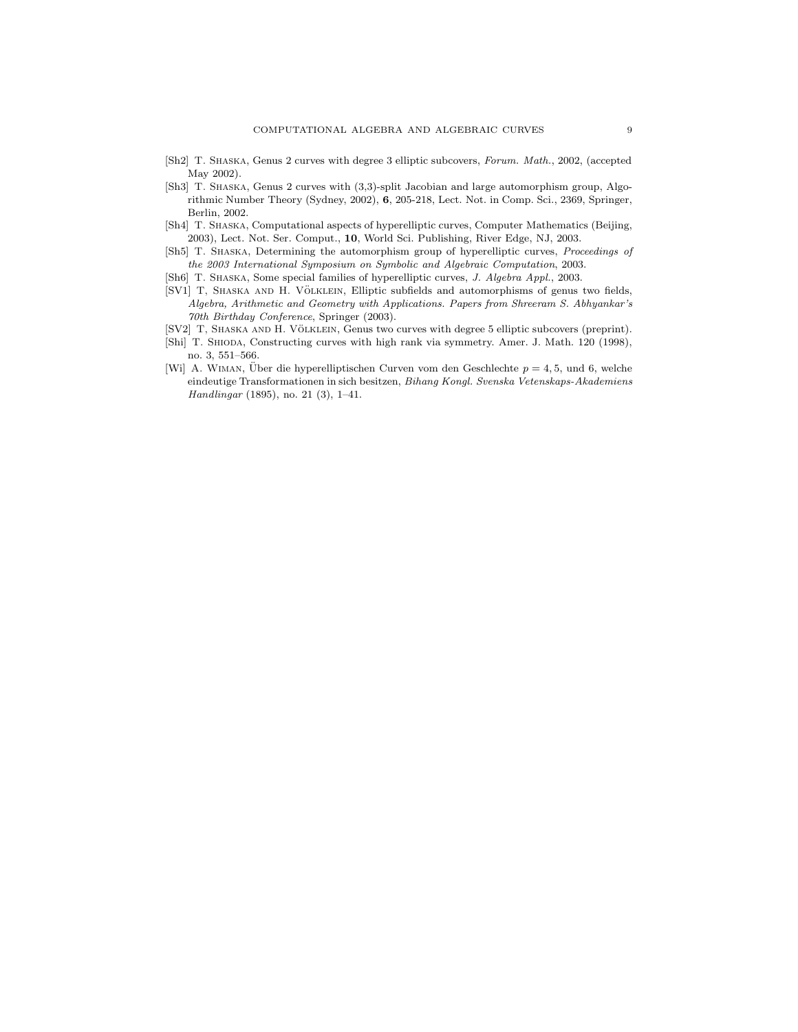[Sh2] T. Shaska, Genus 2 curves with degree 3 elliptic subcovers, *Forum. Math.*, 2002, (accepted May 2002).

[Sh3] T. Shaska, Genus 2 curves with (3,3)-split Jacobian and large automorphism group, Algorithmic Number Theory (Sydney, 2002), **6**, 205-218, Lect. Not. in Comp. Sci., 2369, Springer, Berlin, 2002.

[Sh4] T. Shaska, Computational aspects of hyperelliptic curves, Computer Mathematics (Beijing, 2003), Lect. Not. Ser. Comput., **10**, World Sci. Publishing, River Edge, NJ, 2003.

[Sh5] T. Shaska, Determining the automorphism group of hyperelliptic curves, *Proceedings of the 2003 International Symposium on Symbolic and Algebraic Computation*, 2003.

[Sh6] T. Shaska, Some special families of hyperelliptic curves, *J. Algebra Appl.*, 2003.

[SV1] T, Shaska and H. Völklein, Elliptic subfields and automorphisms of genus two fields, *Algebra, Arithmetic and Geometry with Applications. Papers from Shreeram S. Abhyankar's 70th Birthday Conference*, Springer (2003).

[SV2] T, Shaska and H. Völklein, Genus two curves with degree 5 elliptic subcovers (preprint).

[Shi] T. Shioda, Constructing curves with high rank via symmetry. Amer. J. Math. 120 (1998), no. 3, 551–566.

[Wi] A. Wiman, Über die hyperelliptischen Curven vom den Geschlechte $p = 4, 5$, und 6, welche eindeutige Transformationen in sich besitzen, *Bihang Kongl. Svenska Vetenskaps-Akademiens Handlingar* (1895), no. 21 (3), 1–41.